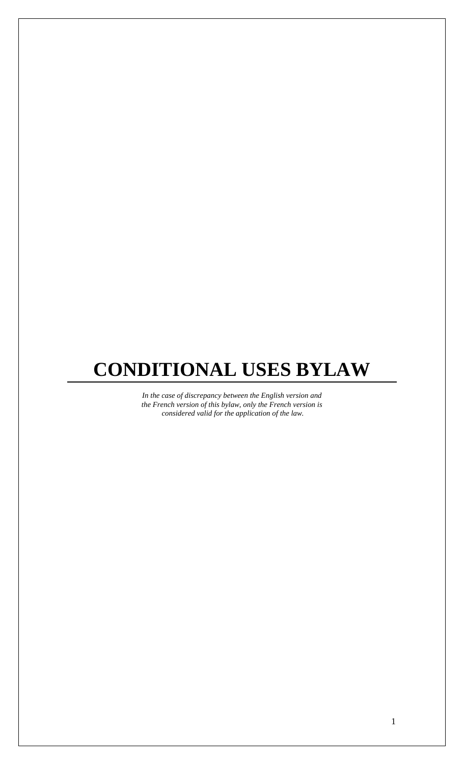# CONDITIONAL USES BYLAW

*In the case of discrepancy between the English version and the French version of this bylaw, only the French version is considered valid for the application of the law.*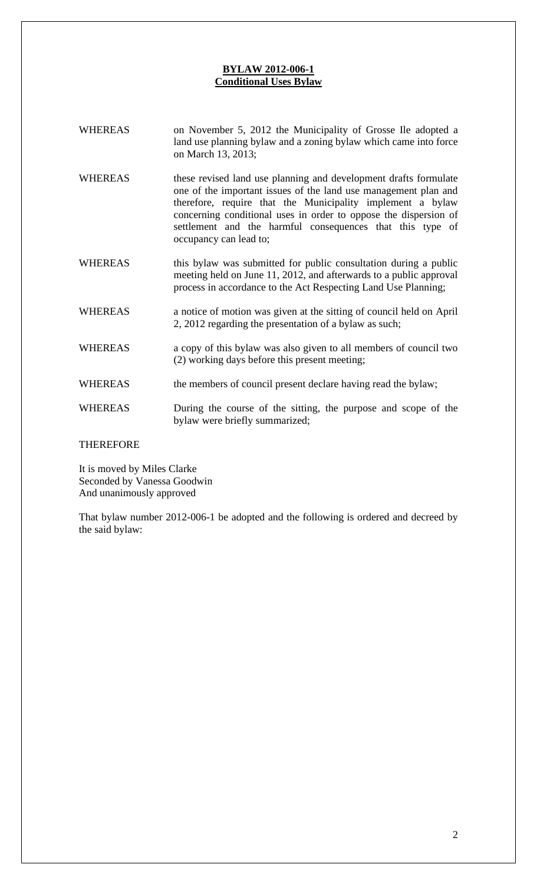**BYLAW 2012-006-1**
**Conditional Uses Bylaw**

WHEREAS on November 5, 2012 the Municipality of Grosse Ile adopted a land use planning bylaw and a zoning bylaw which came into force on March 13, 2013;

WHEREAS these revised land use planning and development drafts formulate one of the important issues of the land use management plan and therefore, require that the Municipality implement a bylaw concerning conditional uses in order to oppose the dispersion of settlement and the harmful consequences that this type of occupancy can lead to;

WHEREAS this bylaw was submitted for public consultation during a public meeting held on June 11, 2012, and afterwards to a public approval process in accordance to the Act Respecting Land Use Planning;

WHEREAS a notice of motion was given at the sitting of council held on April 2, 2012 regarding the presentation of a bylaw as such;

WHEREAS a copy of this bylaw was also given to all members of council two (2) working days before this present meeting;

WHEREAS the members of council present declare having read the bylaw;

WHEREAS During the course of the sitting, the purpose and scope of the bylaw were briefly summarized;

THEREFORE

It is moved by Miles Clarke
Seconded by Vanessa Goodwin
And unanimously approved

That bylaw number 2012-006-1 be adopted and the following is ordered and decreed by the said bylaw: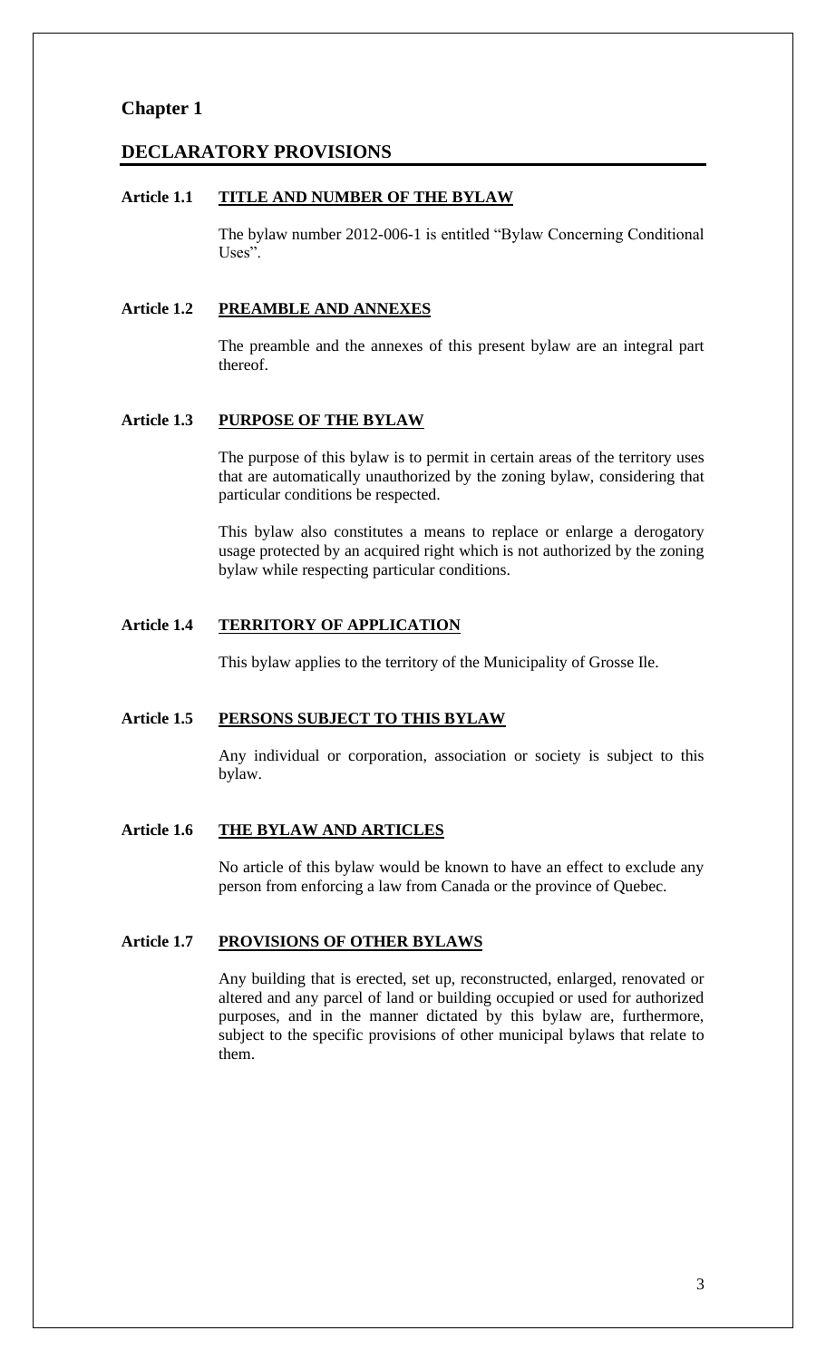# Chapter 1

## DECLARATORY PROVISIONS

### Article 1.1 TITLE AND NUMBER OF THE BYLAW

The bylaw number 2012-006-1 is entitled “Bylaw Concerning Conditional Uses”.

### Article 1.2 PREAMBLE AND ANNEXES

The preamble and the annexes of this present bylaw are an integral part thereof.

### Article 1.3 PURPOSE OF THE BYLAW

The purpose of this bylaw is to permit in certain areas of the territory uses that are automatically unauthorized by the zoning bylaw, considering that particular conditions be respected.

This bylaw also constitutes a means to replace or enlarge a derogatory usage protected by an acquired right which is not authorized by the zoning bylaw while respecting particular conditions.

### Article 1.4 TERRITORY OF APPLICATION

This bylaw applies to the territory of the Municipality of Grosse Ile.

### Article 1.5 PERSONS SUBJECT TO THIS BYLAW

Any individual or corporation, association or society is subject to this bylaw.

### Article 1.6 THE BYLAW AND ARTICLES

No article of this bylaw would be known to have an effect to exclude any person from enforcing a law from Canada or the province of Quebec.

### Article 1.7 PROVISIONS OF OTHER BYLAWS

Any building that is erected, set up, reconstructed, enlarged, renovated or altered and any parcel of land or building occupied or used for authorized purposes, and in the manner dictated by this bylaw are, furthermore, subject to the specific provisions of other municipal bylaws that relate to them.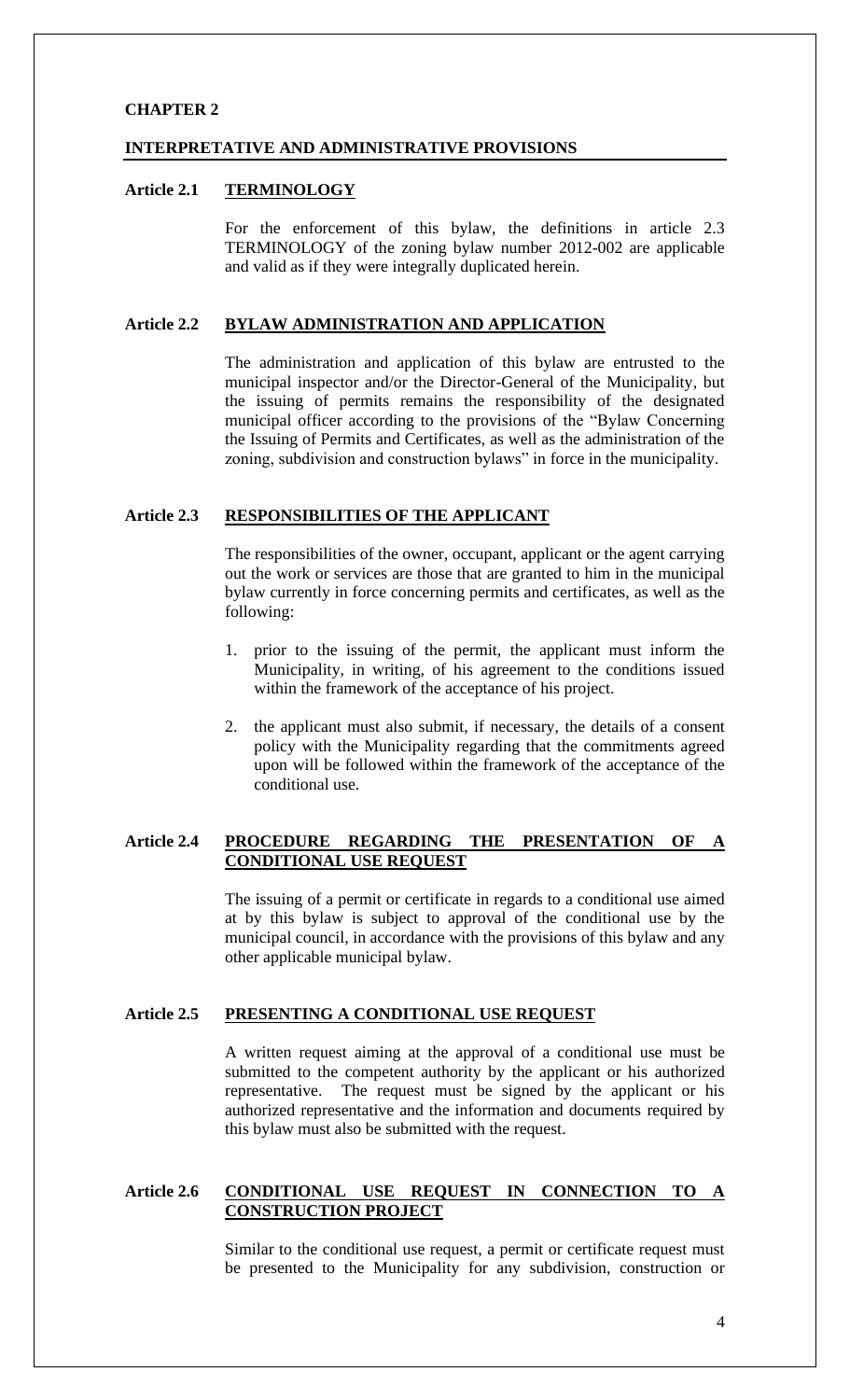# CHAPTER 2

## INTERPRETATIVE AND ADMINISTRATIVE PROVISIONS

### Article 2.1 TERMINOLOGY

For the enforcement of this bylaw, the definitions in article 2.3 TERMINOLOGY of the zoning bylaw number 2012-002 are applicable and valid as if they were integrally duplicated herein.

### Article 2.2 BYLAW ADMINISTRATION AND APPLICATION

The administration and application of this bylaw are entrusted to the municipal inspector and/or the Director-General of the Municipality, but the issuing of permits remains the responsibility of the designated municipal officer according to the provisions of the "Bylaw Concerning the Issuing of Permits and Certificates, as well as the administration of the zoning, subdivision and construction bylaws" in force in the municipality.

### Article 2.3 RESPONSIBILITIES OF THE APPLICANT

The responsibilities of the owner, occupant, applicant or the agent carrying out the work or services are those that are granted to him in the municipal bylaw currently in force concerning permits and certificates, as well as the following:

1. prior to the issuing of the permit, the applicant must inform the Municipality, in writing, of his agreement to the conditions issued within the framework of the acceptance of his project.
2. the applicant must also submit, if necessary, the details of a consent policy with the Municipality regarding that the commitments agreed upon will be followed within the framework of the acceptance of the conditional use.

### Article 2.4 PROCEDURE REGARDING THE PRESENTATION OF A CONDITIONAL USE REQUEST

The issuing of a permit or certificate in regards to a conditional use aimed at by this bylaw is subject to approval of the conditional use by the municipal council, in accordance with the provisions of this bylaw and any other applicable municipal bylaw.

### Article 2.5 PRESENTING A CONDITIONAL USE REQUEST

A written request aiming at the approval of a conditional use must be submitted to the competent authority by the applicant or his authorized representative. The request must be signed by the applicant or his authorized representative and the information and documents required by this bylaw must also be submitted with the request.

### Article 2.6 CONDITIONAL USE REQUEST IN CONNECTION TO A CONSTRUCTION PROJECT

Similar to the conditional use request, a permit or certificate request must be presented to the Municipality for any subdivision, construction or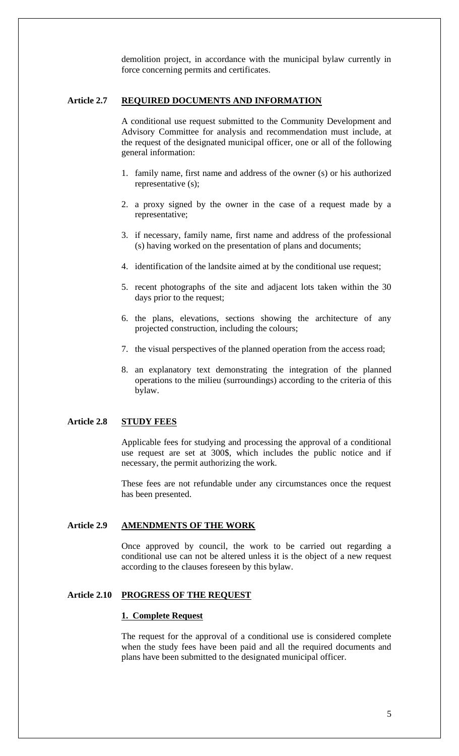demolition project, in accordance with the municipal bylaw currently in force concerning permits and certificates.

### Article 2.7 REQUIRED DOCUMENTS AND INFORMATION

A conditional use request submitted to the Community Development and Advisory Committee for analysis and recommendation must include, at the request of the designated municipal officer, one or all of the following general information:

1. family name, first name and address of the owner (s) or his authorized representative (s);
2. a proxy signed by the owner in the case of a request made by a representative;
3. if necessary, family name, first name and address of the professional (s) having worked on the presentation of plans and documents;
4. identification of the landsite aimed at by the conditional use request;
5. recent photographs of the site and adjacent lots taken within the 30 days prior to the request;
6. the plans, elevations, sections showing the architecture of any projected construction, including the colours;
7. the visual perspectives of the planned operation from the access road;
8. an explanatory text demonstrating the integration of the planned operations to the milieu (surroundings) according to the criteria of this bylaw.

### Article 2.8 STUDY FEES

Applicable fees for studying and processing the approval of a conditional use request are set at 300$, which includes the public notice and if necessary, the permit authorizing the work.

These fees are not refundable under any circumstances once the request has been presented.

### Article 2.9 AMENDMENTS OF THE WORK

Once approved by council, the work to be carried out regarding a conditional use can not be altered unless it is the object of a new request according to the clauses foreseen by this bylaw.

### Article 2.10 PROGRESS OF THE REQUEST

**1. Complete Request**

The request for the approval of a conditional use is considered complete when the study fees have been paid and all the required documents and plans have been submitted to the designated municipal officer.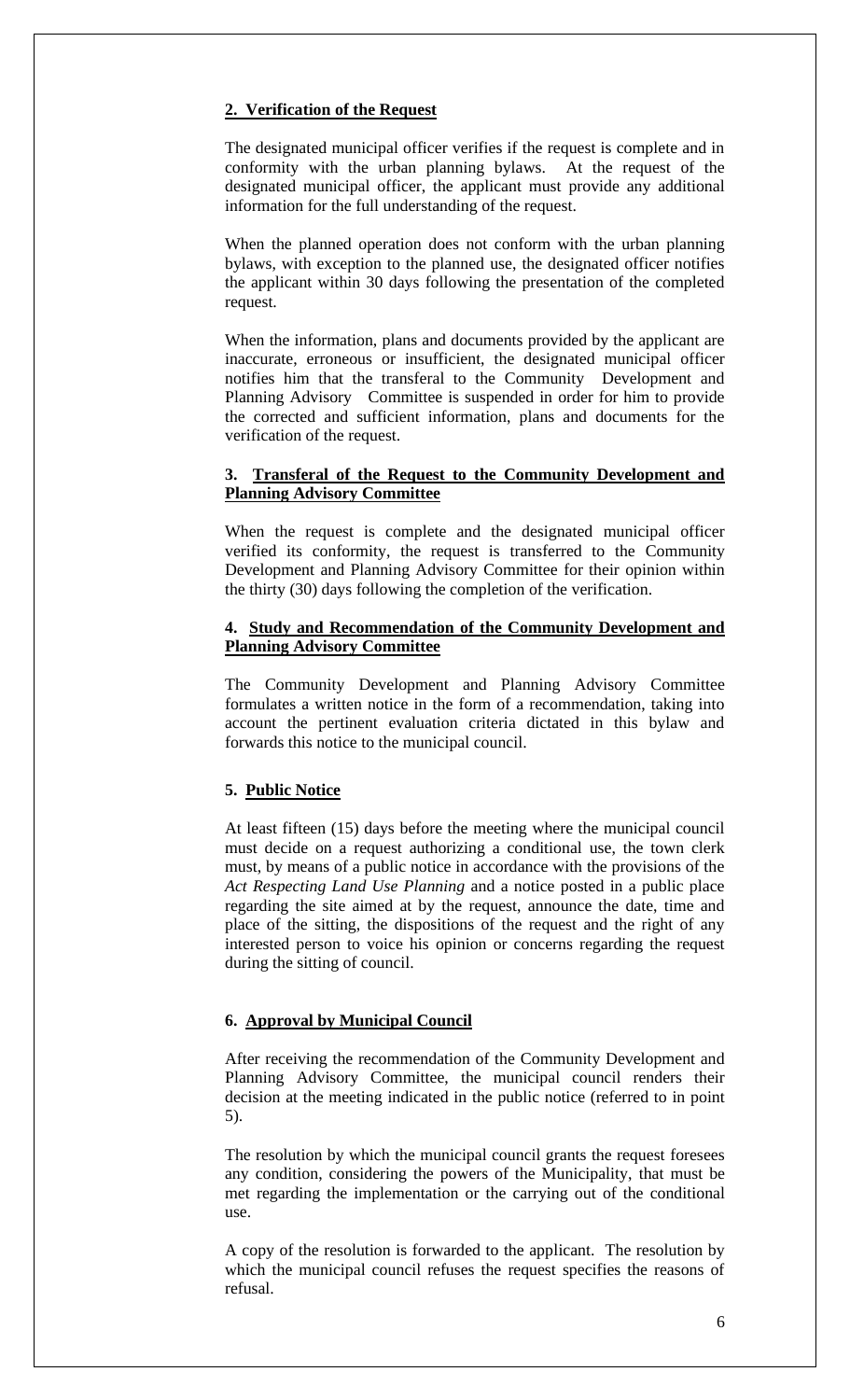### **2. Verification of the Request**

The designated municipal officer verifies if the request is complete and in conformity with the urban planning bylaws. At the request of the designated municipal officer, the applicant must provide any additional information for the full understanding of the request.

When the planned operation does not conform with the urban planning bylaws, with exception to the planned use, the designated officer notifies the applicant within 30 days following the presentation of the completed request.

When the information, plans and documents provided by the applicant are inaccurate, erroneous or insufficient, the designated municipal officer notifies him that the transferal to the Community Development and Planning Advisory Committee is suspended in order for him to provide the corrected and sufficient information, plans and documents for the verification of the request.

### **3. Transferal of the Request to the Community Development and Planning Advisory Committee**

When the request is complete and the designated municipal officer verified its conformity, the request is transferred to the Community Development and Planning Advisory Committee for their opinion within the thirty (30) days following the completion of the verification.

### **4. Study and Recommendation of the Community Development and Planning Advisory Committee**

The Community Development and Planning Advisory Committee formulates a written notice in the form of a recommendation, taking into account the pertinent evaluation criteria dictated in this bylaw and forwards this notice to the municipal council.

### **5. Public Notice**

At least fifteen (15) days before the meeting where the municipal council must decide on a request authorizing a conditional use, the town clerk must, by means of a public notice in accordance with the provisions of the *Act Respecting Land Use Planning* and a notice posted in a public place regarding the site aimed at by the request, announce the date, time and place of the sitting, the dispositions of the request and the right of any interested person to voice his opinion or concerns regarding the request during the sitting of council.

### **6. Approval by Municipal Council**

After receiving the recommendation of the Community Development and Planning Advisory Committee, the municipal council renders their decision at the meeting indicated in the public notice (referred to in point 5).

The resolution by which the municipal council grants the request foresees any condition, considering the powers of the Municipality, that must be met regarding the implementation or the carrying out of the conditional use.

A copy of the resolution is forwarded to the applicant. The resolution by which the municipal council refuses the request specifies the reasons of refusal.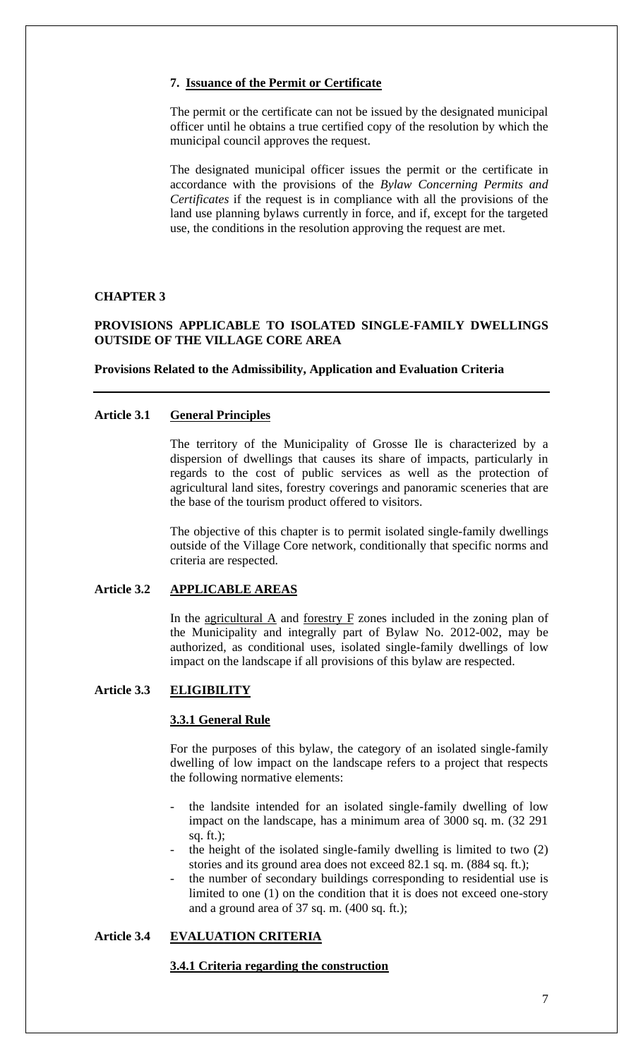#### 7. Issuance of the Permit or Certificate

The permit or the certificate can not be issued by the designated municipal officer until he obtains a true certified copy of the resolution by which the municipal council approves the request.

The designated municipal officer issues the permit or the certificate in accordance with the provisions of the *Bylaw Concerning Permits and Certificates* if the request is in compliance with all the provisions of the land use planning bylaws currently in force, and if, except for the targeted use, the conditions in the resolution approving the request are met.

## CHAPTER 3

## PROVISIONS APPLICABLE TO ISOLATED SINGLE-FAMILY DWELLINGS OUTSIDE OF THE VILLAGE CORE AREA

**Provisions Related to the Admissibility, Application and Evaluation Criteria**

---

### Article 3.1 General Principles

The territory of the Municipality of Grosse Ile is characterized by a dispersion of dwellings that causes its share of impacts, particularly in regards to the cost of public services as well as the protection of agricultural land sites, forestry coverings and panoramic sceneries that are the base of the tourism product offered to visitors.

The objective of this chapter is to permit isolated single-family dwellings outside of the Village Core network, conditionally that specific norms and criteria are respected.

### Article 3.2 APPLICABLE AREAS

In the agricultural A and forestry F zones included in the zoning plan of the Municipality and integrally part of Bylaw No. 2012-002, may be authorized, as conditional uses, isolated single-family dwellings of low impact on the landscape if all provisions of this bylaw are respected.

### Article 3.3 ELIGIBILITY

#### 3.3.1 General Rule

For the purposes of this bylaw, the category of an isolated single-family dwelling of low impact on the landscape refers to a project that respects the following normative elements:

- the landsite intended for an isolated single-family dwelling of low impact on the landscape, has a minimum area of 3000 sq. m. (32 291 sq. ft.);
- the height of the isolated single-family dwelling is limited to two (2) stories and its ground area does not exceed 82.1 sq. m. (884 sq. ft.);
- the number of secondary buildings corresponding to residential use is limited to one (1) on the condition that it is does not exceed one-story and a ground area of 37 sq. m. (400 sq. ft.);

### Article 3.4 EVALUATION CRITERIA

#### 3.4.1 Criteria regarding the construction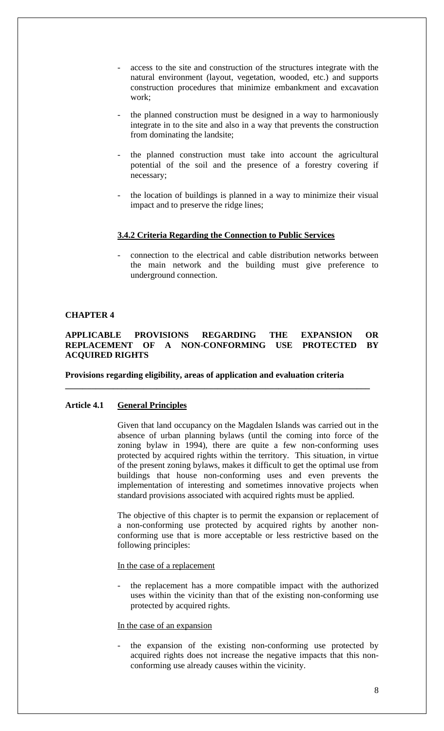- access to the site and construction of the structures integrate with the natural environment (layout, vegetation, wooded, etc.) and supports construction procedures that minimize embankment and excavation work;

- the planned construction must be designed in a way to harmoniously integrate in to the site and also in a way that prevents the construction from dominating the landsite;

- the planned construction must take into account the agricultural potential of the soil and the presence of a forestry covering if necessary;

- the location of buildings is planned in a way to minimize their visual impact and to preserve the ridge lines;

### 3.4.2 Criteria Regarding the Connection to Public Services

- connection to the electrical and cable distribution networks between the main network and the building must give preference to underground connection.

## CHAPTER 4

## APPLICABLE PROVISIONS REGARDING THE EXPANSION OR REPLACEMENT OF A NON-CONFORMING USE PROTECTED BY ACQUIRED RIGHTS

**Provisions regarding eligibility, areas of application and evaluation criteria**

---

### Article 4.1 General Principles

Given that land occupancy on the Magdalen Islands was carried out in the absence of urban planning bylaws (until the coming into force of the zoning bylaw in 1994), there are quite a few non-conforming uses protected by acquired rights within the territory. This situation, in virtue of the present zoning bylaws, makes it difficult to get the optimal use from buildings that house non-conforming uses and even prevents the implementation of interesting and sometimes innovative projects when standard provisions associated with acquired rights must be applied.

The objective of this chapter is to permit the expansion or replacement of a non-conforming use protected by acquired rights by another non-conforming use that is more acceptable or less restrictive based on the following principles:

In the case of a replacement

- the replacement has a more compatible impact with the authorized uses within the vicinity than that of the existing non-conforming use protected by acquired rights.

In the case of an expansion

- the expansion of the existing non-conforming use protected by acquired rights does not increase the negative impacts that this non-conforming use already causes within the vicinity.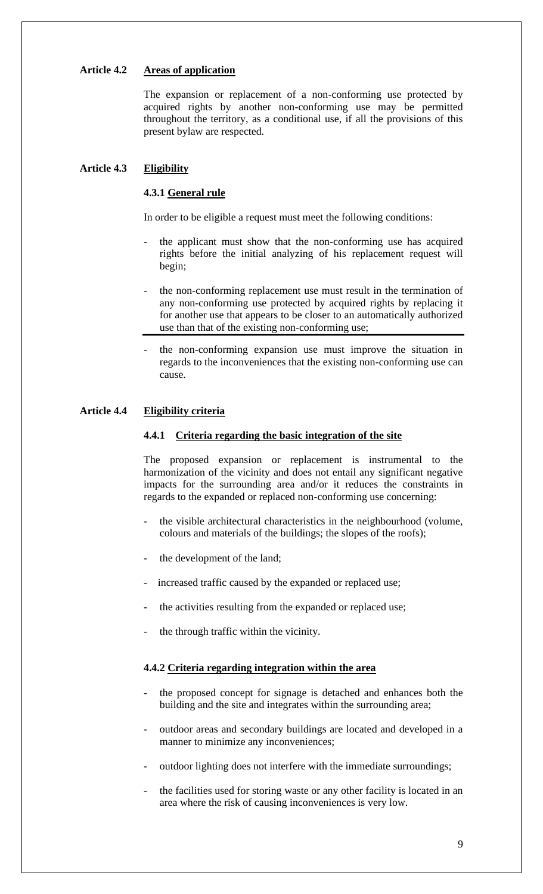## Article 4.2 Areas of application

The expansion or replacement of a non-conforming use protected by acquired rights by another non-conforming use may be permitted throughout the territory, as a conditional use, if all the provisions of this present bylaw are respected.

## Article 4.3 Eligibility

### 4.3.1 General rule

In order to be eligible a request must meet the following conditions:

- the applicant must show that the non-conforming use has acquired rights before the initial analyzing of his replacement request will begin;
- the non-conforming replacement use must result in the termination of any non-conforming use protected by acquired rights by replacing it for another use that appears to be closer to an automatically authorized use than that of the existing non-conforming use;
- the non-conforming expansion use must improve the situation in regards to the inconveniences that the existing non-conforming use can cause.

## Article 4.4 Eligibility criteria

### 4.4.1 Criteria regarding the basic integration of the site

The proposed expansion or replacement is instrumental to the harmonization of the vicinity and does not entail any significant negative impacts for the surrounding area and/or it reduces the constraints in regards to the expanded or replaced non-conforming use concerning:

- the visible architectural characteristics in the neighbourhood (volume, colours and materials of the buildings; the slopes of the roofs);
- the development of the land;
- increased traffic caused by the expanded or replaced use;
- the activities resulting from the expanded or replaced use;
- the through traffic within the vicinity.

### 4.4.2 Criteria regarding integration within the area

- the proposed concept for signage is detached and enhances both the building and the site and integrates within the surrounding area;
- outdoor areas and secondary buildings are located and developed in a manner to minimize any inconveniences;
- outdoor lighting does not interfere with the immediate surroundings;
- the facilities used for storing waste or any other facility is located in an area where the risk of causing inconveniences is very low.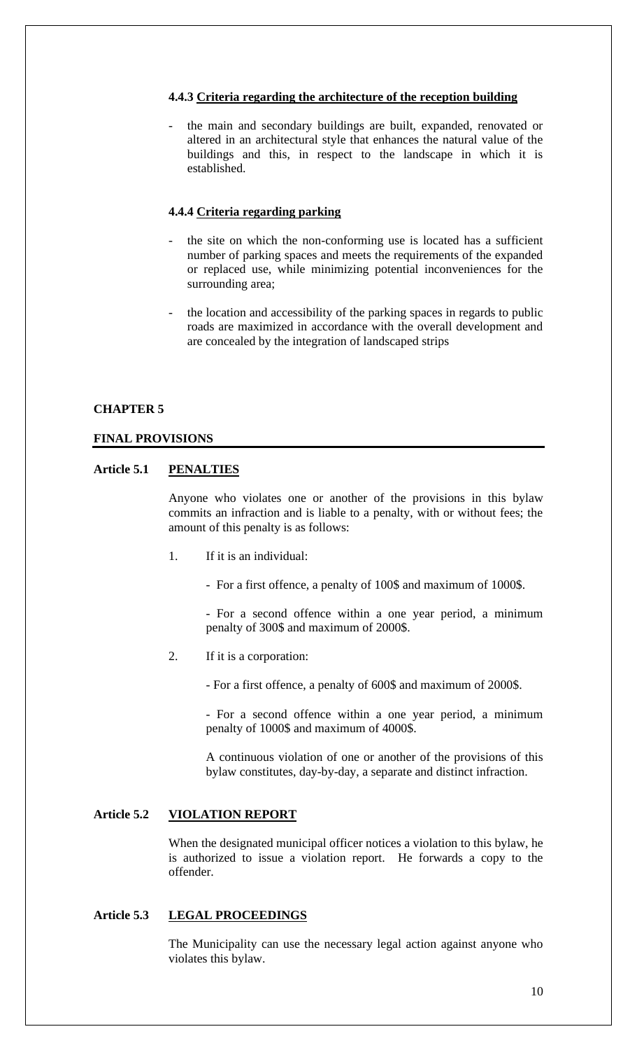#### 4.4.3 Criteria regarding the architecture of the reception building

- the main and secondary buildings are built, expanded, renovated or altered in an architectural style that enhances the natural value of the buildings and this, in respect to the landscape in which it is established.

#### 4.4.4 Criteria regarding parking

- the site on which the non-conforming use is located has a sufficient number of parking spaces and meets the requirements of the expanded or replaced use, while minimizing potential inconveniences for the surrounding area;
- the location and accessibility of the parking spaces in regards to public roads are maximized in accordance with the overall development and are concealed by the integration of landscaped strips

## CHAPTER 5

## FINAL PROVISIONS

### Article 5.1 PENALTIES

Anyone who violates one or another of the provisions in this bylaw commits an infraction and is liable to a penalty, with or without fees; the amount of this penalty is as follows:

1. If it is an individual:

   - For a first offence, a penalty of 100$ and maximum of 1000$.

   - For a second offence within a one year period, a minimum penalty of 300$ and maximum of 2000$.

2. If it is a corporation:

   - For a first offence, a penalty of 600$ and maximum of 2000$.

   - For a second offence within a one year period, a minimum penalty of 1000$ and maximum of 4000$.

   A continuous violation of one or another of the provisions of this bylaw constitutes, day-by-day, a separate and distinct infraction.

### Article 5.2 VIOLATION REPORT

When the designated municipal officer notices a violation to this bylaw, he is authorized to issue a violation report. He forwards a copy to the offender.

### Article 5.3 LEGAL PROCEEDINGS

The Municipality can use the necessary legal action against anyone who violates this bylaw.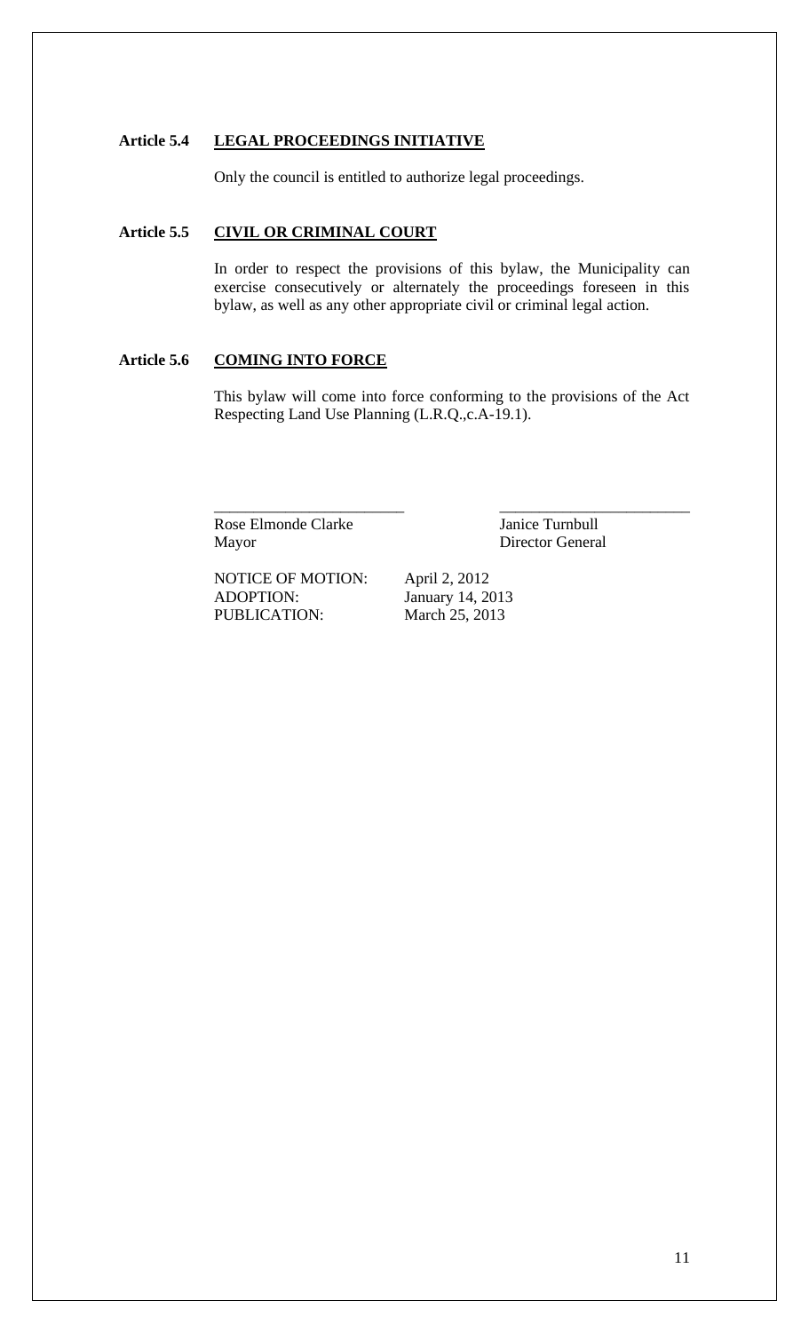**Article 5.4** **LEGAL PROCEEDINGS INITIATIVE**

Only the council is entitled to authorize legal proceedings.

**Article 5.5** **CIVIL OR CRIMINAL COURT**

In order to respect the provisions of this bylaw, the Municipality can exercise consecutively or alternately the proceedings foreseen in this bylaw, as well as any other appropriate civil or criminal legal action.

**Article 5.6** **COMING INTO FORCE**

This bylaw will come into force conforming to the provisions of the Act Respecting Land Use Planning (L.R.Q.,c.A-19.1).

| | |
|---|---|
| \_\_\_\_\_\_\_\_\_\_\_\_\_\_\_\_\_\_\_\_\_\_\_\_ | \_\_\_\_\_\_\_\_\_\_\_\_\_\_\_\_\_\_\_\_\_\_\_\_ |
| Rose Elmonde Clarke | Janice Turnbull |
| Mayor | Director General |

| | |
|---|---|
| NOTICE OF MOTION: | April 2, 2012 |
| ADOPTION: | January 14, 2013 |
| PUBLICATION: | March 25, 2013 |